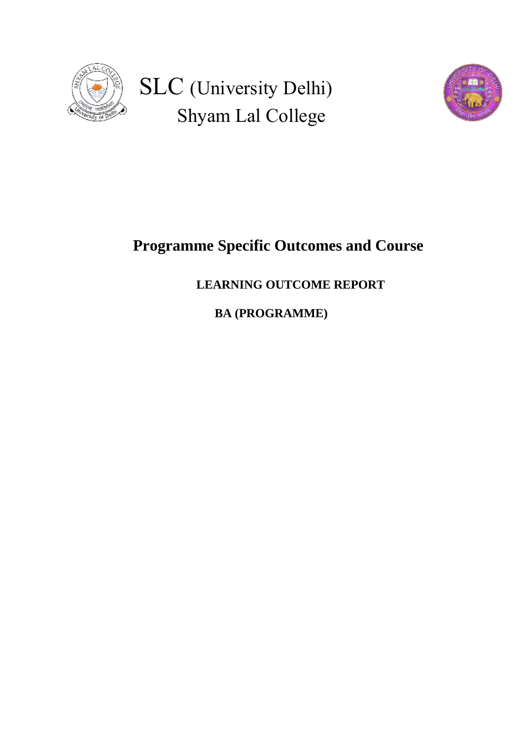SLC (University Delhi)
Shyam Lal College

# Programme Specific Outcomes and Course

## LEARNING OUTCOME REPORT

## BA (PROGRAMME)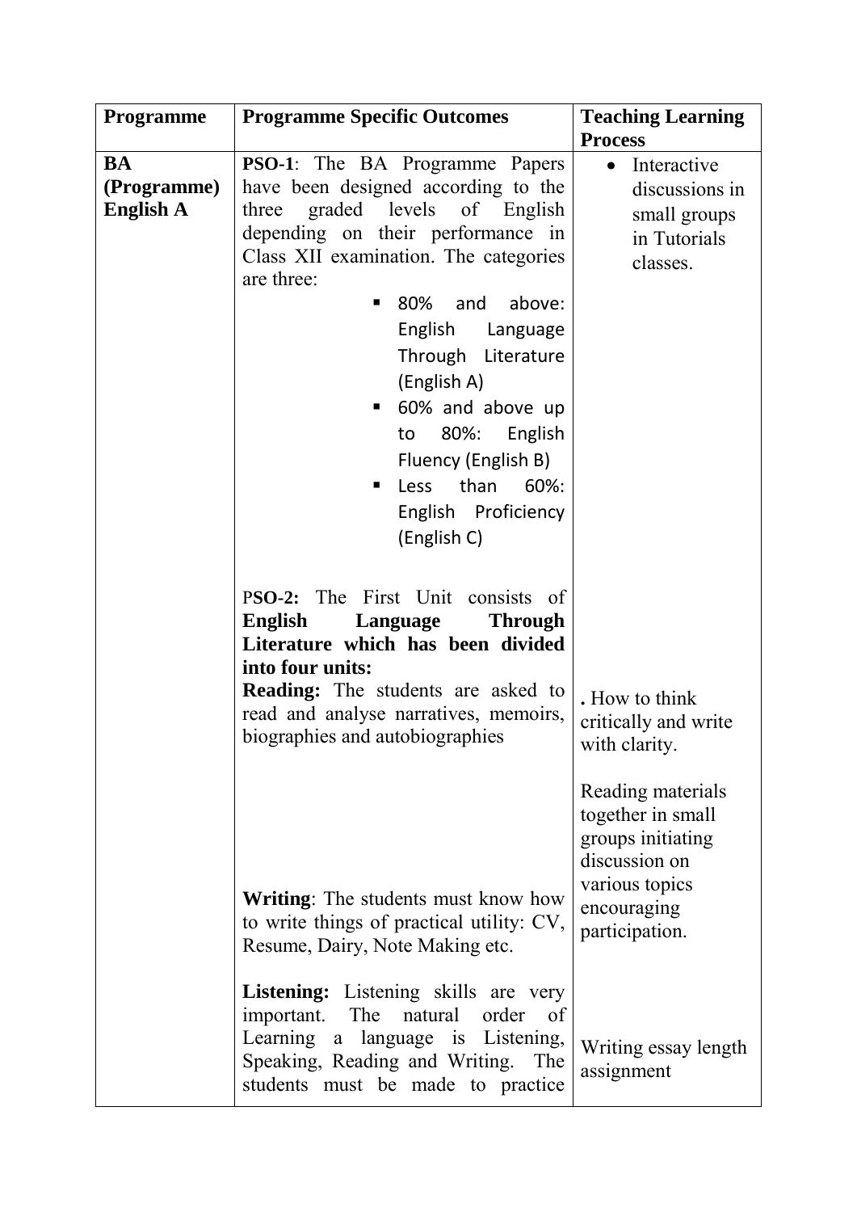| Programme | Programme Specific Outcomes | Teaching Learning Process |
|---|---|---|
| **BA (Programme) English A** | **PSO-1**: The BA Programme Papers have been designed according to the three graded levels of English depending on their performance in Class XII examination. The categories are three:<br>▪ 80% and above: English Language Through Literature (English A)<br>▪ 60% and above up to 80%: English Fluency (English B)<br>▪ Less than 60%: English Proficiency (English C) | • Interactive discussions in small groups in Tutorials classes. |
| | P**SO-2:** The First Unit consists of **English Language Through Literature which has been divided into four units:**<br>**Reading:** The students are asked to read and analyse narratives, memoirs, biographies and autobiographies | **.** How to think critically and write with clarity.<br><br>Reading materials together in small groups initiating discussion on various topics encouraging participation. |
| | **Writing**: The students must know how to write things of practical utility: CV, Resume, Dairy, Note Making etc. | |
| | **Listening:** Listening skills are very important. The natural order of Learning a language is Listening, Speaking, Reading and Writing. The students must be made to practice | Writing essay length assignment |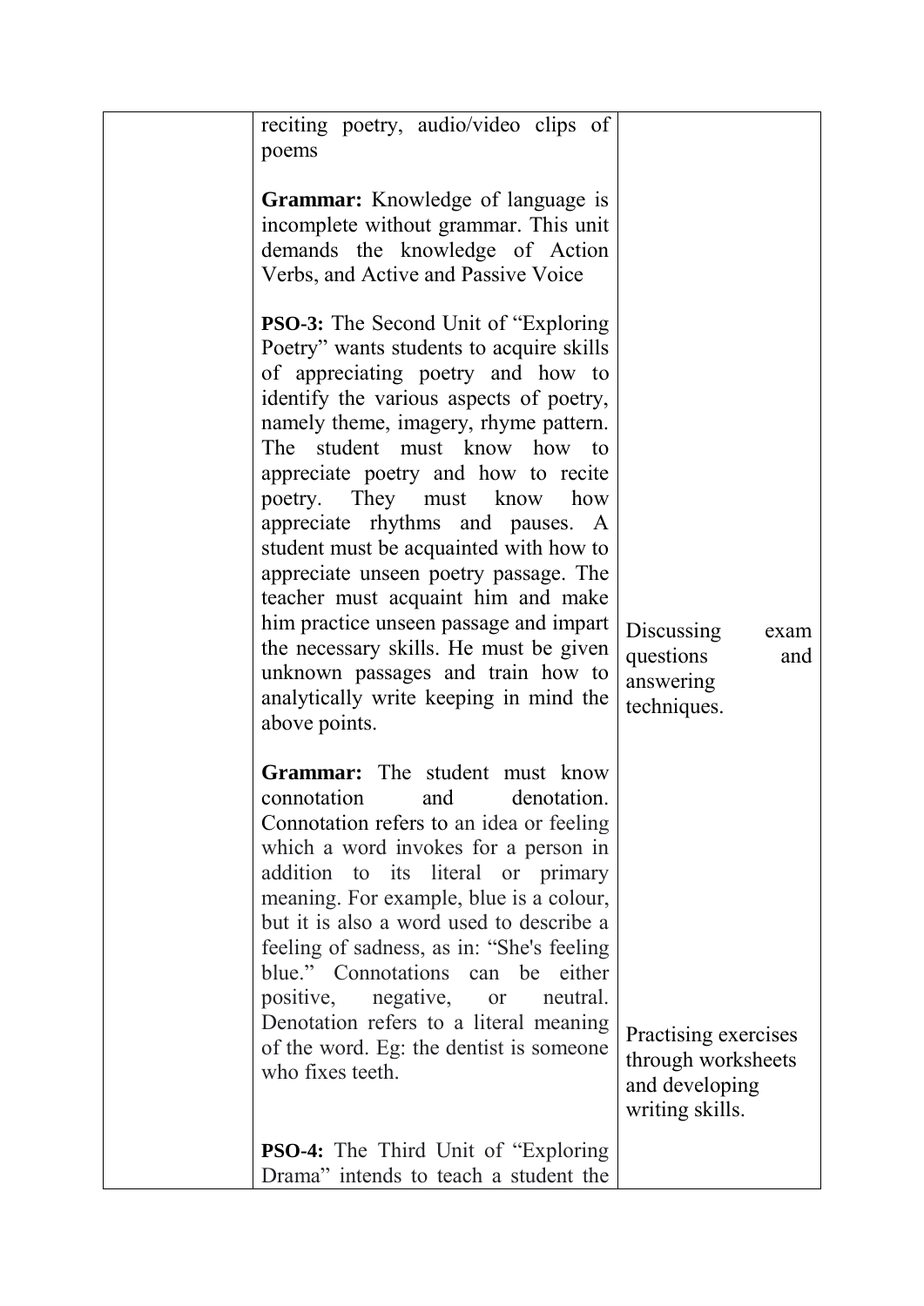| | | |
|---|---|---|
| | reciting poetry, audio/video clips of poems<br><br>**Grammar:** Knowledge of language is incomplete without grammar. This unit demands the knowledge of Action Verbs, and Active and Passive Voice<br><br>**PSO-3:** The Second Unit of "Exploring Poetry" wants students to acquire skills of appreciating poetry and how to identify the various aspects of poetry, namely theme, imagery, rhyme pattern. The student must know how to appreciate poetry and how to recite poetry. They must know how appreciate rhythms and pauses. A student must be acquainted with how to appreciate unseen poetry passage. The teacher must acquaint him and make him practice unseen passage and impart the necessary skills. He must be given unknown passages and train how to analytically write keeping in mind the above points.<br><br>**Grammar:** The student must know connotation and denotation. Connotation refers to an idea or feeling which a word invokes for a person in addition to its literal or primary meaning. For example, blue is a colour, but it is also a word used to describe a feeling of sadness, as in: "She's feeling blue." Connotations can be either positive, negative, or neutral. Denotation refers to a literal meaning of the word. Eg: the dentist is someone who fixes teeth.<br><br>**PSO-4:** The Third Unit of "Exploring Drama" intends to teach a student the | Discussing exam questions and answering techniques.<br><br>Practising exercises through worksheets and developing writing skills. |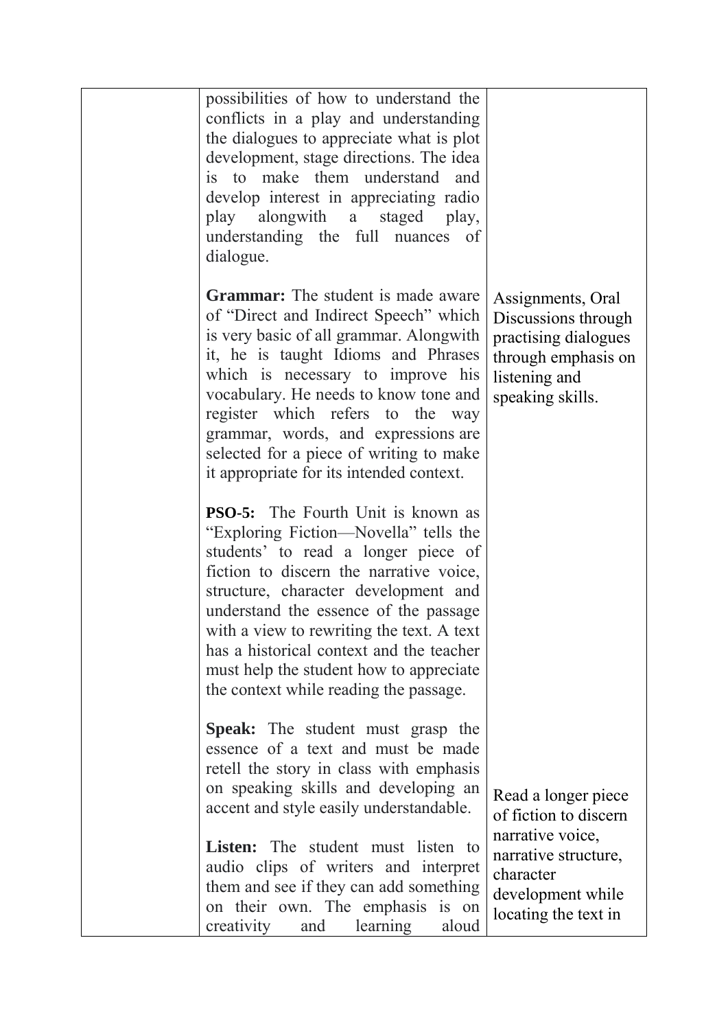| | | |
|---|---|---|
| | possibilities of how to understand the conflicts in a play and understanding the dialogues to appreciate what is plot development, stage directions. The idea is to make them understand and develop interest in appreciating radio play alongwith a staged play, understanding the full nuances of dialogue.<br><br>**Grammar:** The student is made aware of "Direct and Indirect Speech" which is very basic of all grammar. Alongwith it, he is taught Idioms and Phrases which is necessary to improve his vocabulary. He needs to know tone and register which refers to the way grammar, words, and expressions are selected for a piece of writing to make it appropriate for its intended context.<br><br>**PSO-5:** The Fourth Unit is known as "Exploring Fiction—Novella" tells the students' to read a longer piece of fiction to discern the narrative voice, structure, character development and understand the essence of the passage with a view to rewriting the text. A text has a historical context and the teacher must help the student how to appreciate the context while reading the passage.<br><br>**Speak:** The student must grasp the essence of a text and must be made retell the story in class with emphasis on speaking skills and developing an accent and style easily understandable.<br><br>**Listen:** The student must listen to audio clips of writers and interpret them and see if they can add something on their own. The emphasis is on creativity and learning aloud | Assignments, Oral Discussions through practising dialogues through emphasis on listening and speaking skills.<br><br>Read a longer piece of fiction to discern narrative voice, narrative structure, character development while locating the text in |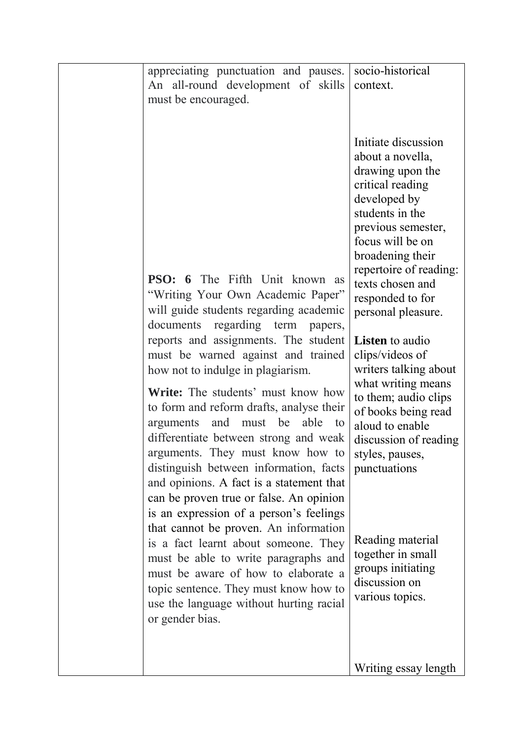| | | |
|---|---|---|
| | appreciating punctuation and pauses. An all-round development of skills must be encouraged.<br><br>**PSO: 6** The Fifth Unit known as "Writing Your Own Academic Paper" will guide students regarding academic documents regarding term papers, reports and assignments. The student must be warned against and trained how not to indulge in plagiarism.<br><br>**Write:** The students' must know how to form and reform drafts, analyse their arguments and must be able to differentiate between strong and weak arguments. They must know how to distinguish between information, facts and opinions. A fact is a statement that can be proven true or false. An opinion is an expression of a person's feelings that cannot be proven. An information is a fact learnt about someone. They must be able to write paragraphs and must be aware of how to elaborate a topic sentence. They must know how to use the language without hurting racial or gender bias. | socio-historical context.<br><br>Initiate discussion about a novella, drawing upon the critical reading developed by students in the previous semester, focus will be on broadening their repertoire of reading: texts chosen and responded to for personal pleasure.<br><br>**Listen** to audio clips/videos of writers talking about what writing means to them; audio clips of books being read aloud to enable discussion of reading styles, pauses, punctuations<br><br>Reading material together in small groups initiating discussion on various topics.<br><br>Writing essay length |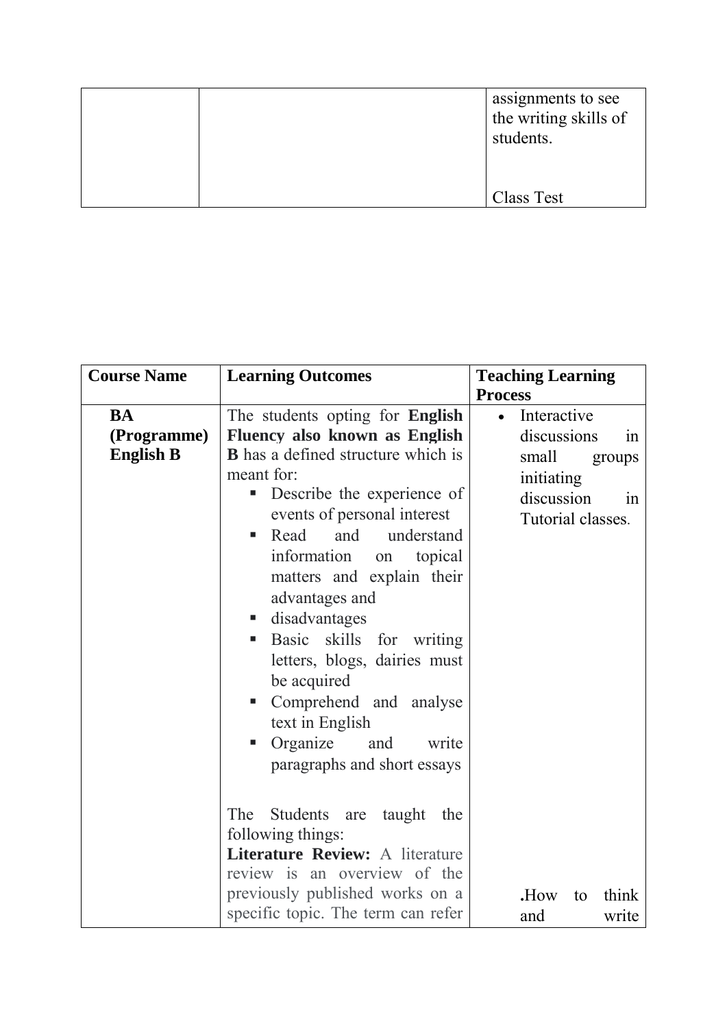|  |  | assignments to see the writing skills of students.<br><br>Class Test |
|---|---|---|

| Course Name | Learning Outcomes | Teaching Learning Process |
|---|---|---|
| **BA (Programme) English B** | The students opting for **English Fluency also known as English B** has a defined structure which is meant for:<br>▪ Describe the experience of events of personal interest<br>▪ Read and understand information on topical matters and explain their advantages and<br>▪ disadvantages<br>▪ Basic skills for writing letters, blogs, dairies must be acquired<br>▪ Comprehend and analyse text in English<br>▪ Organize and write paragraphs and short essays<br><br>The Students are taught the following things:<br>**Literature Review:** A literature review is an overview of the previously published works on a specific topic. The term can refer | • Interactive discussions in small groups initiating discussion in Tutorial classes.<br><br>**.**How to think and write |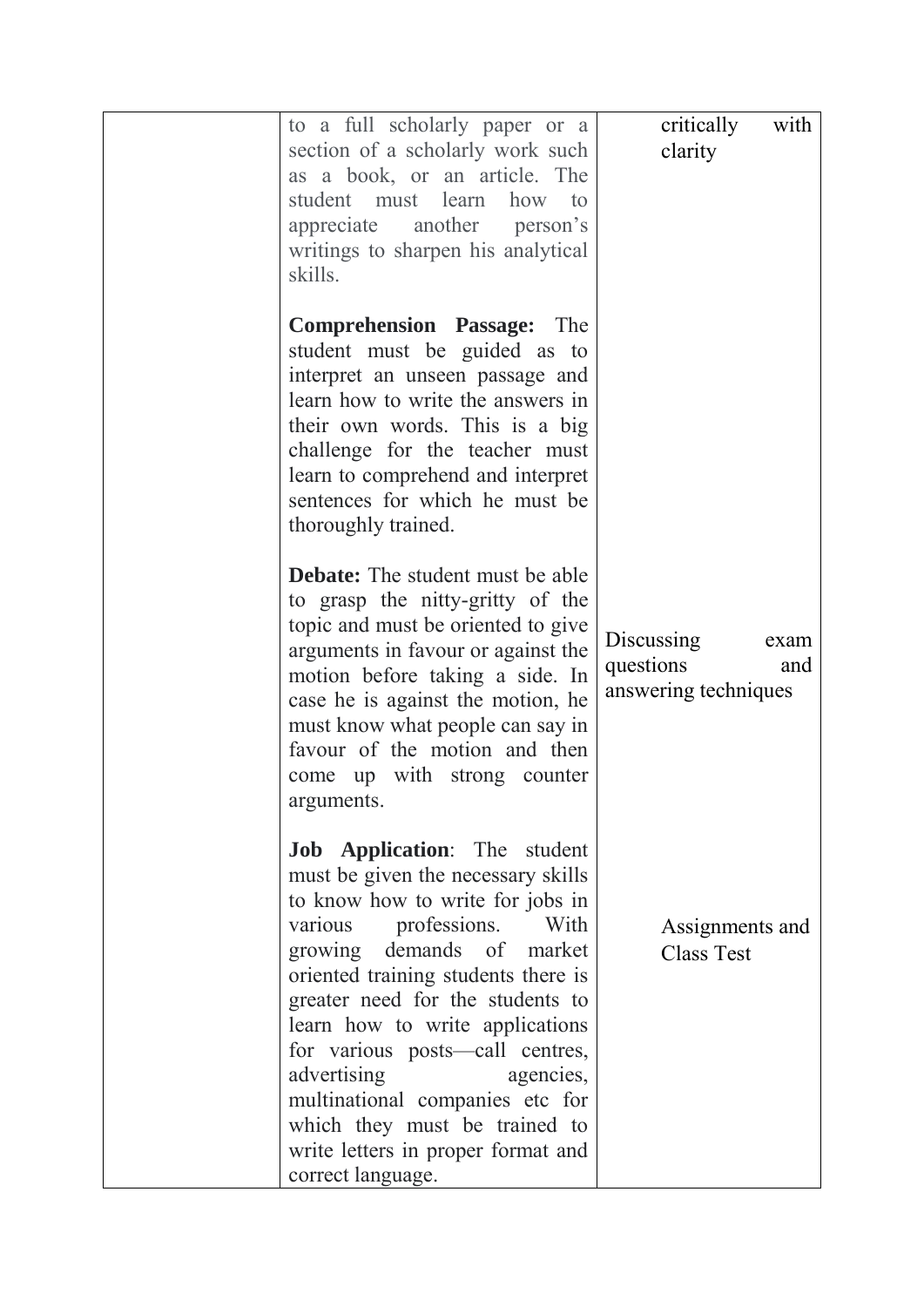|  |  |  |
|---|---|---|
|  | to a full scholarly paper or a section of a scholarly work such as a book, or an article. The student must learn how to appreciate another person's writings to sharpen his analytical skills.<br><br>**Comprehension Passage:** The student must be guided as to interpret an unseen passage and learn how to write the answers in their own words. This is a big challenge for the teacher must learn to comprehend and interpret sentences for which he must be thoroughly trained.<br><br>**Debate:** The student must be able to grasp the nitty-gritty of the topic and must be oriented to give arguments in favour or against the motion before taking a side. In case he is against the motion, he must know what people can say in favour of the motion and then come up with strong counter arguments.<br><br>**Job Application**: The student must be given the necessary skills to know how to write for jobs in various professions. With growing demands of market oriented training students there is greater need for the students to learn how to write applications for various posts—call centres, advertising agencies, multinational companies etc for which they must be trained to write letters in proper format and correct language. | critically with clarity<br><br>Discussing exam questions and answering techniques<br><br>Assignments and Class Test |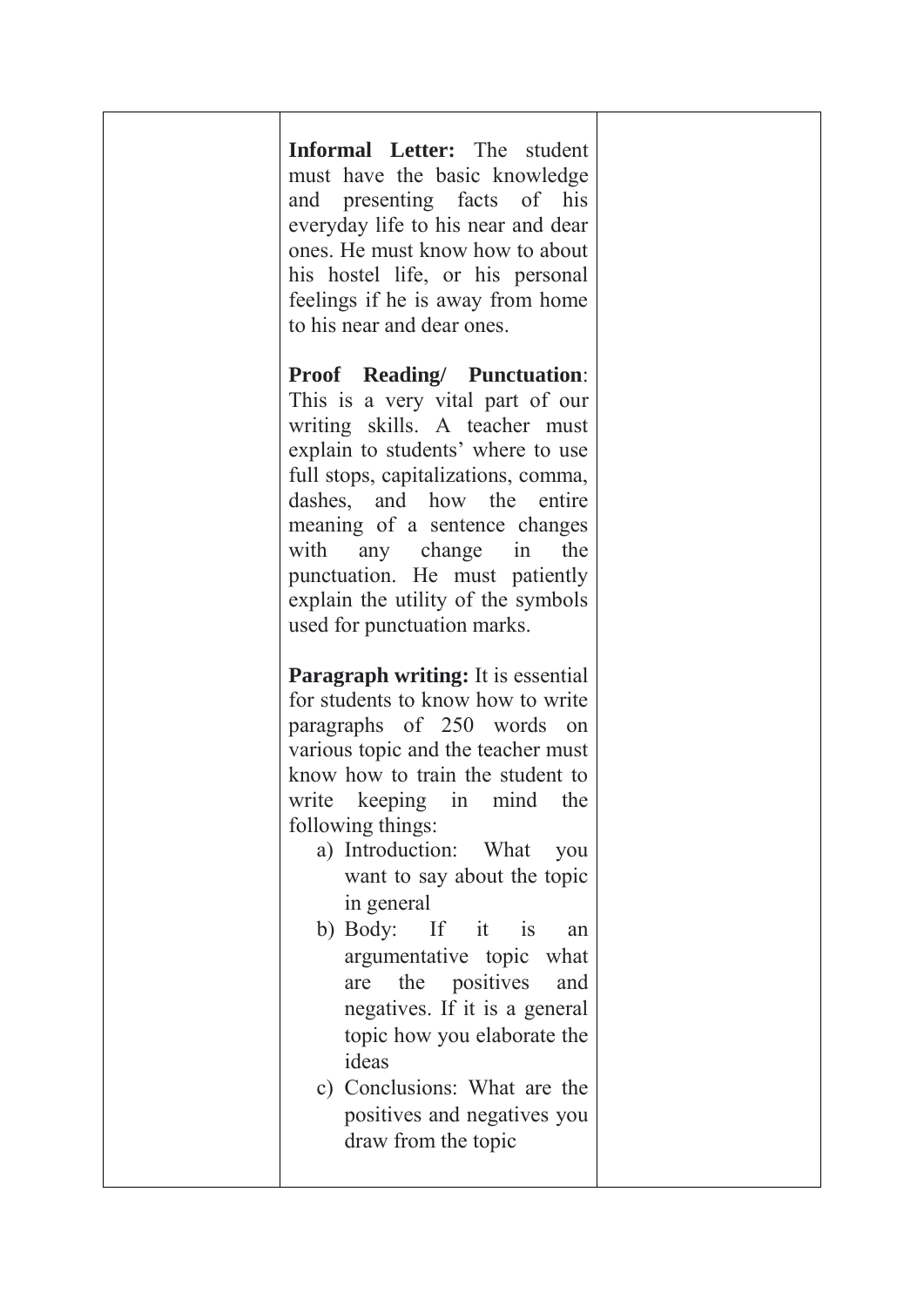|  | **Informal Letter:** The student must have the basic knowledge and presenting facts of his everyday life to his near and dear ones. He must know how to about his hostel life, or his personal feelings if he is away from home to his near and dear ones.<br><br>**Proof Reading/ Punctuation**: This is a very vital part of our writing skills. A teacher must explain to students' where to use full stops, capitalizations, comma, dashes, and how the entire meaning of a sentence changes with any change in the punctuation. He must patiently explain the utility of the symbols used for punctuation marks.<br><br>**Paragraph writing:** It is essential for students to know how to write paragraphs of 250 words on various topic and the teacher must know how to train the student to write keeping in mind the following things:<br>a) Introduction: What you want to say about the topic in general<br>b) Body: If it is an argumentative topic what are the positives and negatives. If it is a general topic how you elaborate the ideas<br>c) Conclusions: What are the positives and negatives you draw from the topic |  |
| --- | --- | --- |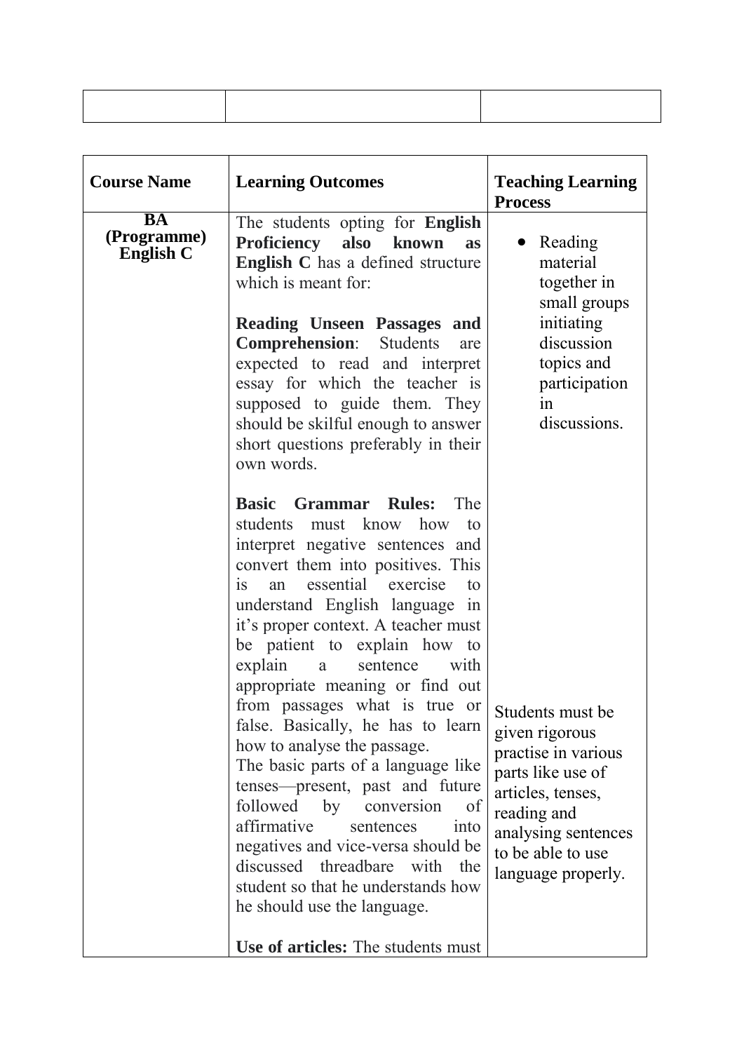| | | |
|---|---|---|
| | | |

| Course Name | Learning Outcomes | Teaching Learning Process |
|---|---|---|
| **BA (Programme) English C** | The students opting for **English Proficiency also known as English C** has a defined structure which is meant for:<br><br>**Reading Unseen Passages and Comprehension**: Students are expected to read and interpret essay for which the teacher is supposed to guide them. They should be skilful enough to answer short questions preferably in their own words.<br><br>**Basic Grammar Rules:** The students must know how to interpret negative sentences and convert them into positives. This is an essential exercise to understand English language in it's proper context. A teacher must be patient to explain how to explain a sentence with appropriate meaning or find out from passages what is true or false. Basically, he has to learn how to analyse the passage.<br>The basic parts of a language like tenses—present, past and future followed by conversion of affirmative sentences into negatives and vice-versa should be discussed threadbare with the student so that he understands how he should use the language.<br><br>**Use of articles:** The students must | • Reading material together in small groups initiating discussion topics and participation in discussions.<br><br>Students must be given rigorous practise in various parts like use of articles, tenses, reading and analysing sentences to be able to use language properly. |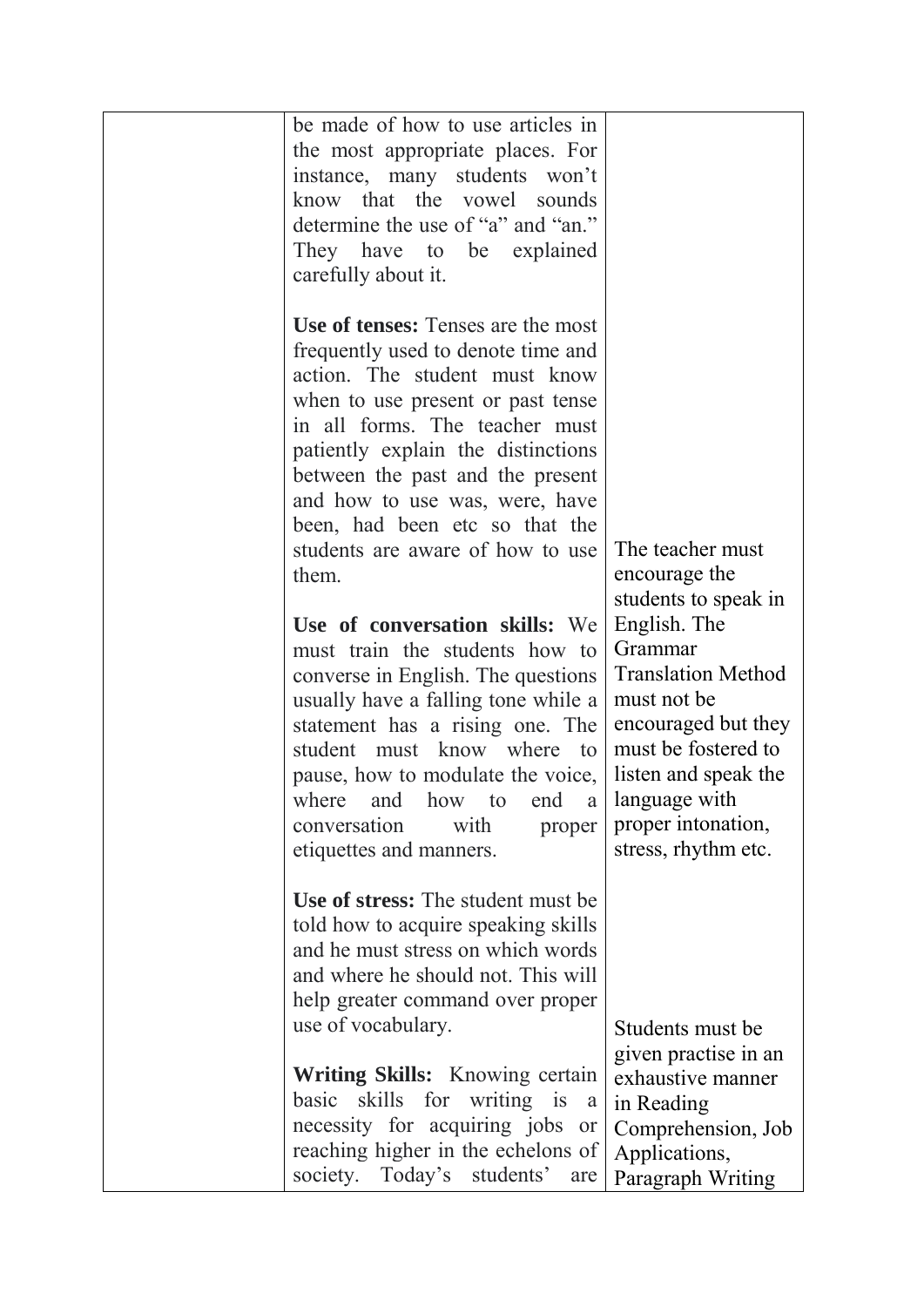| | | |
|---|---|---|
| | be made of how to use articles in the most appropriate places. For instance, many students won't know that the vowel sounds determine the use of "a" and "an." They have to be explained carefully about it.<br><br>**Use of tenses:** Tenses are the most frequently used to denote time and action. The student must know when to use present or past tense in all forms. The teacher must patiently explain the distinctions between the past and the present and how to use was, were, have been, had been etc so that the students are aware of how to use them.<br><br>**Use of conversation skills:** We must train the students how to converse in English. The questions usually have a falling tone while a statement has a rising one. The student must know where to pause, how to modulate the voice, where and how to end a conversation with proper etiquettes and manners.<br><br>**Use of stress:** The student must be told how to acquire speaking skills and he must stress on which words and where he should not. This will help greater command over proper use of vocabulary.<br><br>**Writing Skills:** Knowing certain basic skills for writing is a necessity for acquiring jobs or reaching higher in the echelons of society. Today's students' are | The teacher must encourage the students to speak in English. The Grammar Translation Method must not be encouraged but they must be fostered to listen and speak the language with proper intonation, stress, rhythm etc.<br><br>Students must be given practise in an exhaustive manner in Reading Comprehension, Job Applications, Paragraph Writing |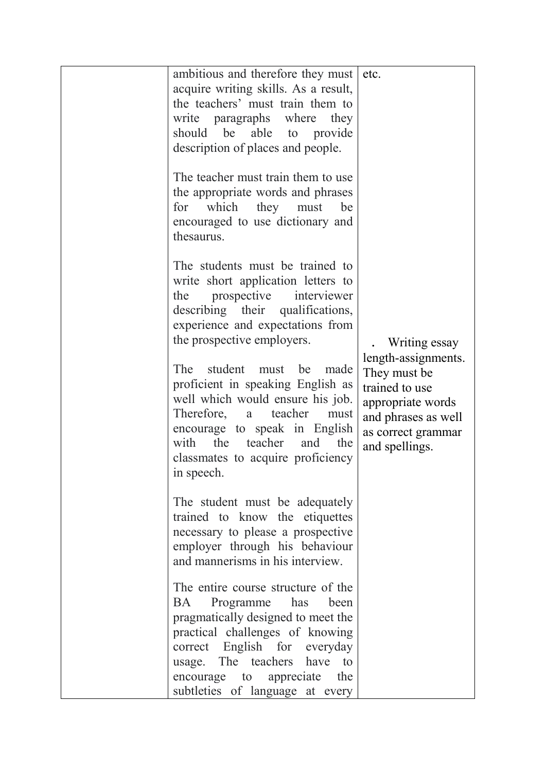|  |  |  |
|---|---|---|
|  | ambitious and therefore they must acquire writing skills. As a result, the teachers' must train them to write paragraphs where they should be able to provide description of places and people.<br><br>The teacher must train them to use the appropriate words and phrases for which they must be encouraged to use dictionary and thesaurus.<br><br>The students must be trained to write short application letters to the prospective interviewer describing their qualifications, experience and expectations from the prospective employers.<br><br>The student must be made proficient in speaking English as well which would ensure his job. Therefore, a teacher must encourage to speak in English with the teacher and the classmates to acquire proficiency in speech.<br><br>The student must be adequately trained to know the etiquettes necessary to please a prospective employer through his behaviour and mannerisms in his interview.<br><br>The entire course structure of the BA Programme has been pragmatically designed to meet the practical challenges of knowing correct English for everyday usage. The teachers have to encourage to appreciate the subtleties of language at every | etc.<br><br>. Writing essay length-assignments. They must be trained to use appropriate words and phrases as well as correct grammar and spellings. |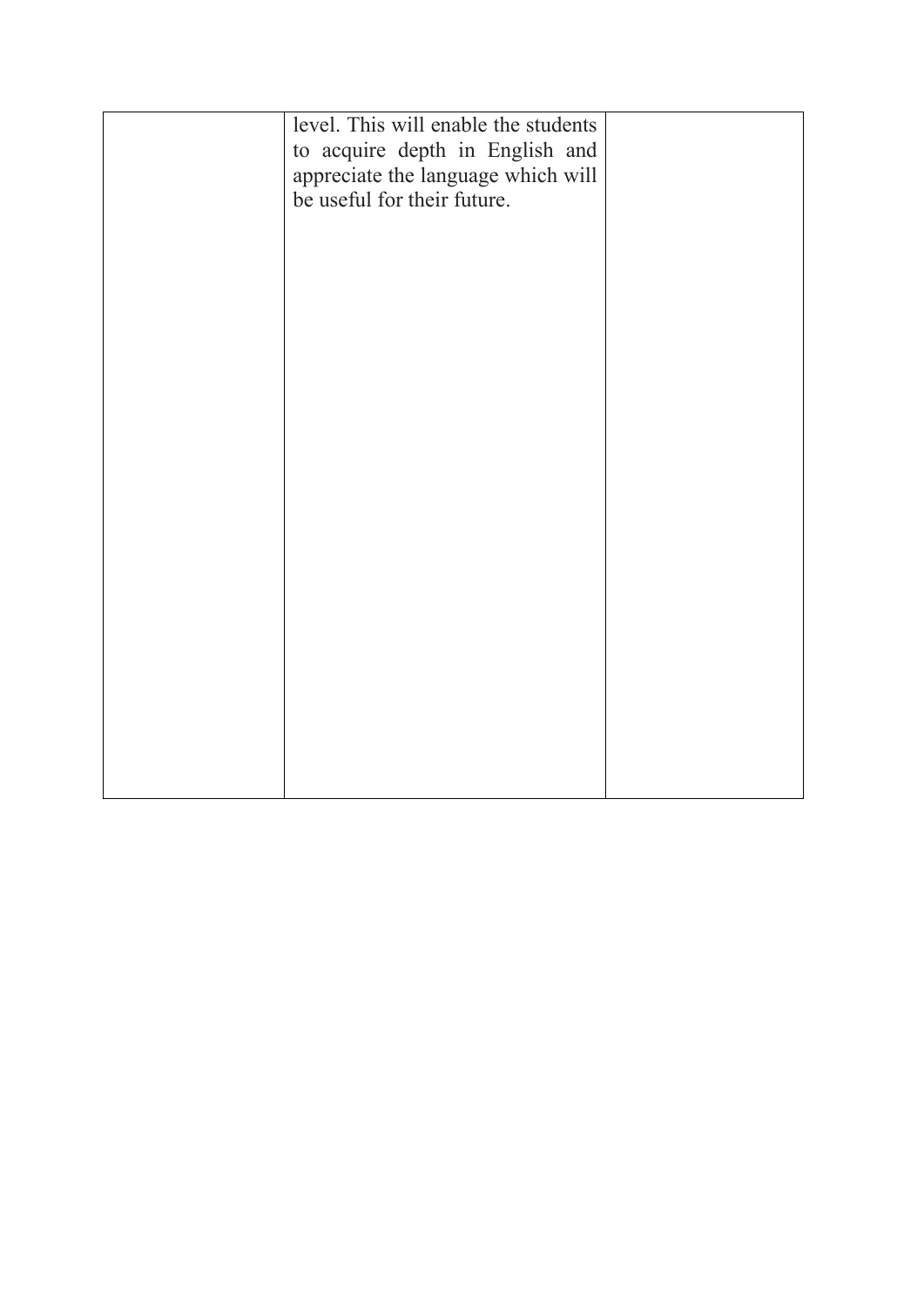| | | |
|---|---|---|
| | level. This will enable the students to acquire depth in English and appreciate the language which will be useful for their future. | |